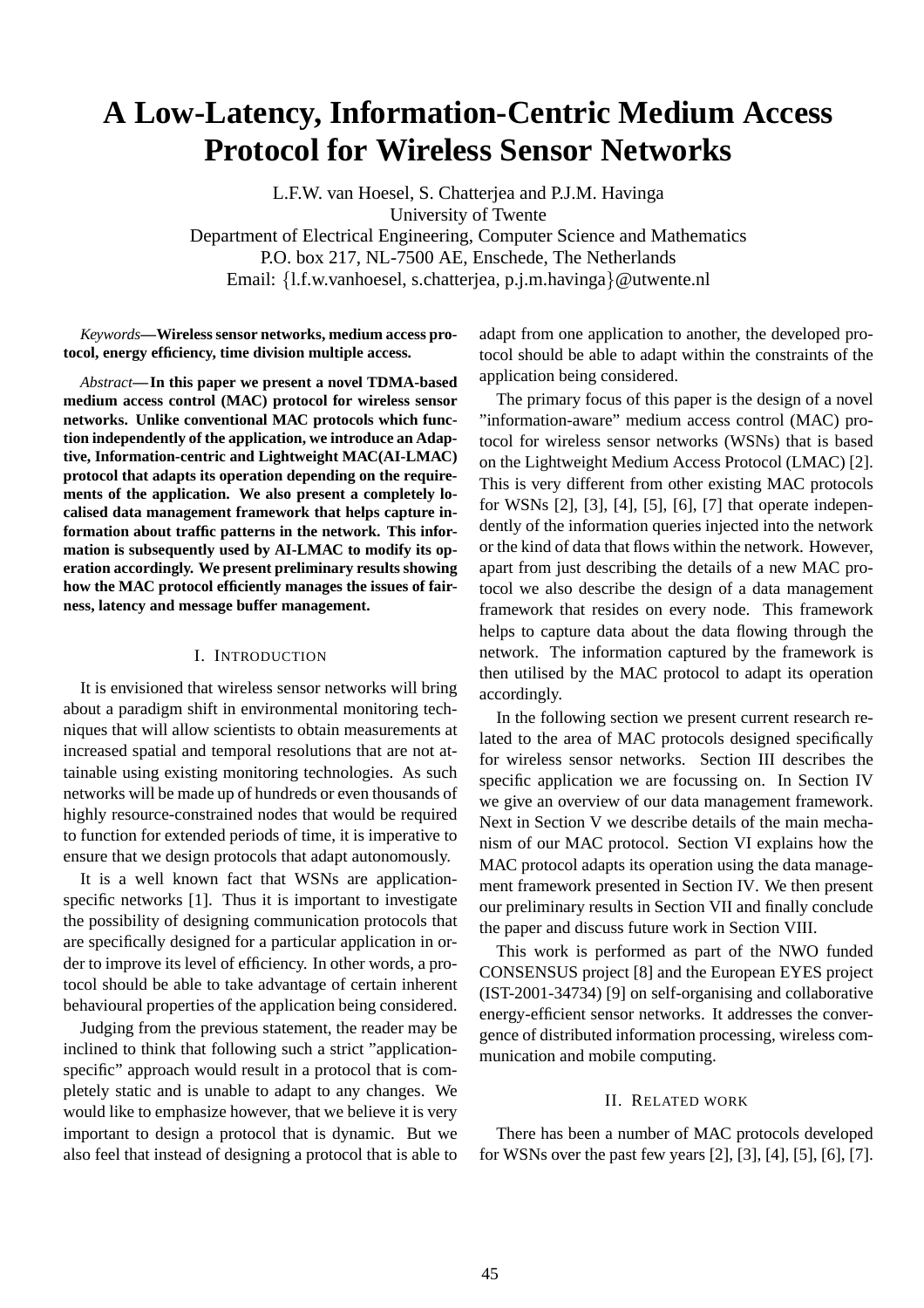# A Low-Latency, Information-Centric Medium Access Protocol for Wireless Sensor Networks

L.F.W. van Hoesel, S. Chatterjea and P.J.M. Havinga
University of Twente
Department of Electrical Engineering, Computer Science and Mathematics
P.O. box 217, NL-7500 AE, Enschede, The Netherlands
Email: {l.f.w.vanhoesel, s.chatterjea, p.j.m.havinga}@utwente.nl

*Keywords*—**Wireless sensor networks, medium access protocol, energy efficiency, time division multiple access.**

*Abstract*—**In this paper we present a novel TDMA-based medium access control (MAC) protocol for wireless sensor networks. Unlike conventional MAC protocols which function independently of the application, we introduce an Adaptive, Information-centric and Lightweight MAC(AI-LMAC) protocol that adapts its operation depending on the requirements of the application. We also present a completely localised data management framework that helps capture information about traffic patterns in the network. This information is subsequently used by AI-LMAC to modify its operation accordingly. We present preliminary results showing how the MAC protocol efficiently manages the issues of fairness, latency and message buffer management.**

## I. Introduction

It is envisioned that wireless sensor networks will bring about a paradigm shift in environmental monitoring techniques that will allow scientists to obtain measurements at increased spatial and temporal resolutions that are not attainable using existing monitoring technologies. As such networks will be made up of hundreds or even thousands of highly resource-constrained nodes that would be required to function for extended periods of time, it is imperative to ensure that we design protocols that adapt autonomously.

It is a well known fact that WSNs are application-specific networks [1]. Thus it is important to investigate the possibility of designing communication protocols that are specifically designed for a particular application in order to improve its level of efficiency. In other words, a protocol should be able to take advantage of certain inherent behavioural properties of the application being considered.

Judging from the previous statement, the reader may be inclined to think that following such a strict "application-specific" approach would result in a protocol that is completely static and is unable to adapt to any changes. We would like to emphasize however, that we believe it is very important to design a protocol that is dynamic. But we also feel that instead of designing a protocol that is able to adapt from one application to another, the developed protocol should be able to adapt within the constraints of the application being considered.

The primary focus of this paper is the design of a novel "information-aware" medium access control (MAC) protocol for wireless sensor networks (WSNs) that is based on the Lightweight Medium Access Protocol (LMAC) [2]. This is very different from other existing MAC protocols for WSNs [2], [3], [4], [5], [6], [7] that operate independently of the information queries injected into the network or the kind of data that flows within the network. However, apart from just describing the details of a new MAC protocol we also describe the design of a data management framework that resides on every node. This framework helps to capture data about the data flowing through the network. The information captured by the framework is then utilised by the MAC protocol to adapt its operation accordingly.

In the following section we present current research related to the area of MAC protocols designed specifically for wireless sensor networks. Section III describes the specific application we are focussing on. In Section IV we give an overview of our data management framework. Next in Section V we describe details of the main mechanism of our MAC protocol. Section VI explains how the MAC protocol adapts its operation using the data management framework presented in Section IV. We then present our preliminary results in Section VII and finally conclude the paper and discuss future work in Section VIII.

This work is performed as part of the NWO funded CONSENSUS project [8] and the European EYES project (IST-2001-34734) [9] on self-organising and collaborative energy-efficient sensor networks. It addresses the convergence of distributed information processing, wireless communication and mobile computing.

## II. Related work

There has been a number of MAC protocols developed for WSNs over the past few years [2], [3], [4], [5], [6], [7].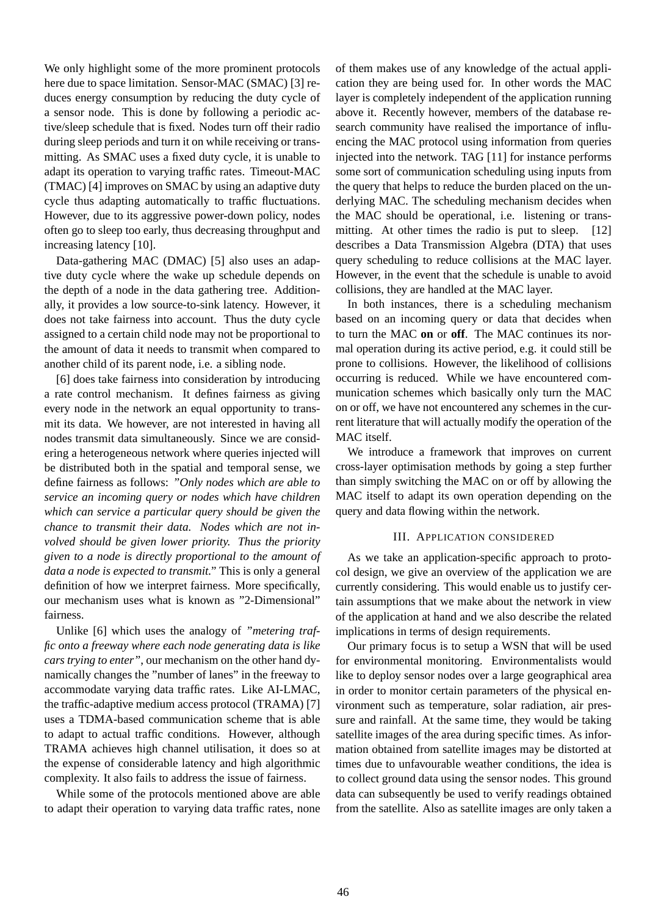We only highlight some of the more prominent protocols here due to space limitation. Sensor-MAC (SMAC) [3] reduces energy consumption by reducing the duty cycle of a sensor node. This is done by following a periodic active/sleep schedule that is fixed. Nodes turn off their radio during sleep periods and turn it on while receiving or transmitting. As SMAC uses a fixed duty cycle, it is unable to adapt its operation to varying traffic rates. Timeout-MAC (TMAC) [4] improves on SMAC by using an adaptive duty cycle thus adapting automatically to traffic fluctuations. However, due to its aggressive power-down policy, nodes often go to sleep too early, thus decreasing throughput and increasing latency [10].

Data-gathering MAC (DMAC) [5] also uses an adaptive duty cycle where the wake up schedule depends on the depth of a node in the data gathering tree. Additionally, it provides a low source-to-sink latency. However, it does not take fairness into account. Thus the duty cycle assigned to a certain child node may not be proportional to the amount of data it needs to transmit when compared to another child of its parent node, i.e. a sibling node.

[6] does take fairness into consideration by introducing a rate control mechanism. It defines fairness as giving every node in the network an equal opportunity to transmit its data. We however, are not interested in having all nodes transmit data simultaneously. Since we are considering a heterogeneous network where queries injected will be distributed both in the spatial and temporal sense, we define fairness as follows: *"Only nodes which are able to service an incoming query or nodes which have children which can service a particular query should be given the chance to transmit their data. Nodes which are not involved should be given lower priority. Thus the priority given to a node is directly proportional to the amount of data a node is expected to transmit."* This is only a general definition of how we interpret fairness. More specifically, our mechanism uses what is known as "2-Dimensional" fairness.

Unlike [6] which uses the analogy of *"metering traffic onto a freeway where each node generating data is like cars trying to enter"*, our mechanism on the other hand dynamically changes the "number of lanes" in the freeway to accommodate varying data traffic rates. Like AI-LMAC, the traffic-adaptive medium access protocol (TRAMA) [7] uses a TDMA-based communication scheme that is able to adapt to actual traffic conditions. However, although TRAMA achieves high channel utilisation, it does so at the expense of considerable latency and high algorithmic complexity. It also fails to address the issue of fairness.

While some of the protocols mentioned above are able to adapt their operation to varying data traffic rates, none of them makes use of any knowledge of the actual application they are being used for. In other words the MAC layer is completely independent of the application running above it. Recently however, members of the database research community have realised the importance of influencing the MAC protocol using information from queries injected into the network. TAG [11] for instance performs some sort of communication scheduling using inputs from the query that helps to reduce the burden placed on the underlying MAC. The scheduling mechanism decides when the MAC should be operational, i.e. listening or transmitting. At other times the radio is put to sleep. [12] describes a Data Transmission Algebra (DTA) that uses query scheduling to reduce collisions at the MAC layer. However, in the event that the schedule is unable to avoid collisions, they are handled at the MAC layer.

In both instances, there is a scheduling mechanism based on an incoming query or data that decides when to turn the MAC **on** or **off**. The MAC continues its normal operation during its active period, e.g. it could still be prone to collisions. However, the likelihood of collisions occurring is reduced. While we have encountered communication schemes which basically only turn the MAC on or off, we have not encountered any schemes in the current literature that will actually modify the operation of the MAC itself.

We introduce a framework that improves on current cross-layer optimisation methods by going a step further than simply switching the MAC on or off by allowing the MAC itself to adapt its own operation depending on the query and data flowing within the network.

## III. Application considered

As we take an application-specific approach to protocol design, we give an overview of the application we are currently considering. This would enable us to justify certain assumptions that we make about the network in view of the application at hand and we also describe the related implications in terms of design requirements.

Our primary focus is to setup a WSN that will be used for environmental monitoring. Environmentalists would like to deploy sensor nodes over a large geographical area in order to monitor certain parameters of the physical environment such as temperature, solar radiation, air pressure and rainfall. At the same time, they would be taking satellite images of the area during specific times. As information obtained from satellite images may be distorted at times due to unfavourable weather conditions, the idea is to collect ground data using the sensor nodes. This ground data can subsequently be used to verify readings obtained from the satellite. Also as satellite images are only taken a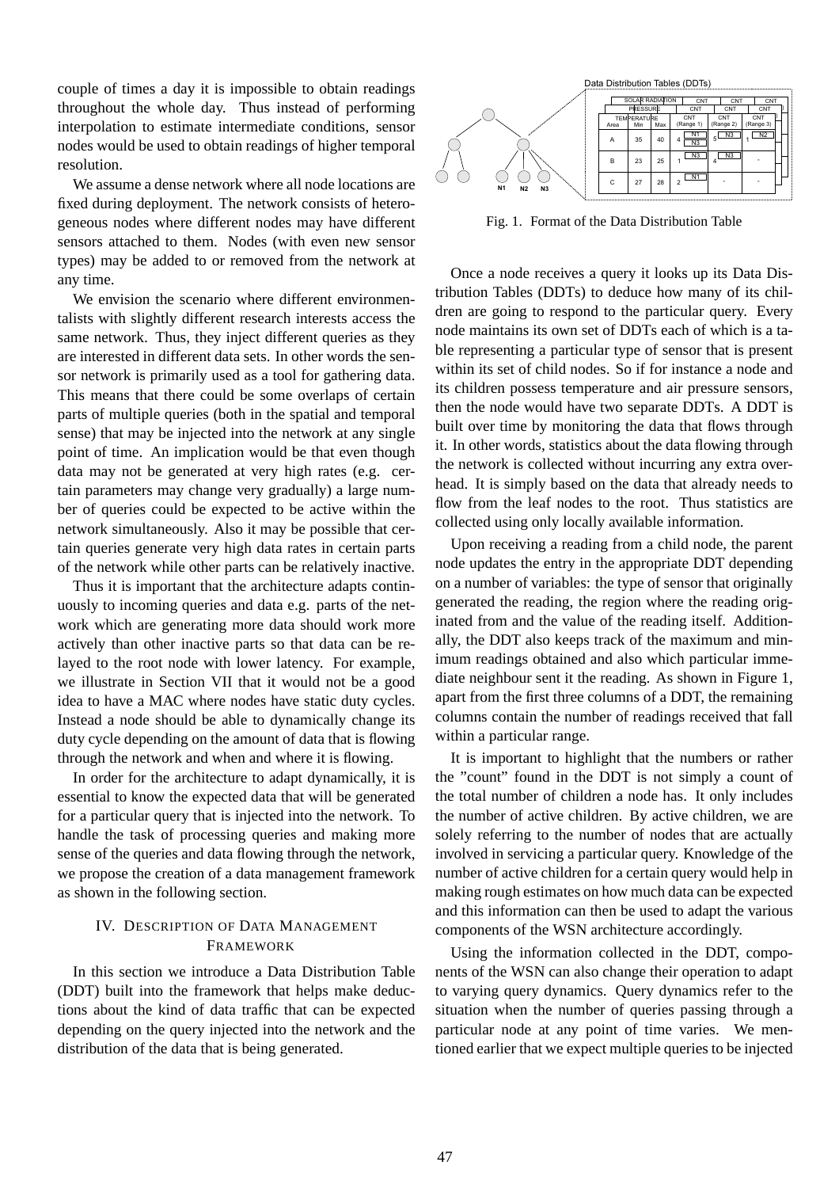couple of times a day it is impossible to obtain readings throughout the whole day. Thus instead of performing interpolation to estimate intermediate conditions, sensor nodes would be used to obtain readings of higher temporal resolution.

We assume a dense network where all node locations are fixed during deployment. The network consists of heterogeneous nodes where different nodes may have different sensors attached to them. Nodes (with even new sensor types) may be added to or removed from the network at any time.

We envision the scenario where different environmentalists with slightly different research interests access the same network. Thus, they inject different queries as they are interested in different data sets. In other words the sensor network is primarily used as a tool for gathering data. This means that there could be some overlaps of certain parts of multiple queries (both in the spatial and temporal sense) that may be injected into the network at any single point of time. An implication would be that even though data may not be generated at very high rates (e.g. certain parameters may change very gradually) a large number of queries could be expected to be active within the network simultaneously. Also it may be possible that certain queries generate very high data rates in certain parts of the network while other parts can be relatively inactive.

Thus it is important that the architecture adapts continuously to incoming queries and data e.g. parts of the network which are generating more data should work more actively than other inactive parts so that data can be relayed to the root node with lower latency. For example, we illustrate in Section VII that it would not be a good idea to have a MAC where nodes have static duty cycles. Instead a node should be able to dynamically change its duty cycle depending on the amount of data that is flowing through the network and when and where it is flowing.

In order for the architecture to adapt dynamically, it is essential to know the expected data that will be generated for a particular query that is injected into the network. To handle the task of processing queries and making more sense of the queries and data flowing through the network, we propose the creation of a data management framework as shown in the following section.

## IV. Description of Data Management Framework

In this section we introduce a Data Distribution Table (DDT) built into the framework that helps make deductions about the kind of data traffic that can be expected depending on the query injected into the network and the distribution of the data that is being generated.

Data Distribution Tables (DDTs)

SOLAR RADIATION CNT CNT CNT

PRESSURE CNT CNT CNT

| TEMPERATURE Area | Min | Max | CNT (Range 1) | CNT (Range 2) | CNT (Range 3) |
|---|---|---|---|---|---|
| A | 35 | 40 | 4 N1 N5 | 5 N3 | 1 N2 |
| B | 23 | 25 | 1 N3 | 4 N3 | - |
| C | 27 | 28 | 2 N1 | - | - |

N1 N2 N3

Fig. 1. Format of the Data Distribution Table

Once a node receives a query it looks up its Data Distribution Tables (DDTs) to deduce how many of its children are going to respond to the particular query. Every node maintains its own set of DDTs each of which is a table representing a particular type of sensor that is present within its set of child nodes. So if for instance a node and its children possess temperature and air pressure sensors, then the node would have two separate DDTs. A DDT is built over time by monitoring the data that flows through it. In other words, statistics about the data flowing through the network is collected without incurring any extra overhead. It is simply based on the data that already needs to flow from the leaf nodes to the root. Thus statistics are collected using only locally available information.

Upon receiving a reading from a child node, the parent node updates the entry in the appropriate DDT depending on a number of variables: the type of sensor that originally generated the reading, the region where the reading originated from and the value of the reading itself. Additionally, the DDT also keeps track of the maximum and minimum readings obtained and also which particular immediate neighbour sent it the reading. As shown in Figure 1, apart from the first three columns of a DDT, the remaining columns contain the number of readings received that fall within a particular range.

It is important to highlight that the numbers or rather the "count" found in the DDT is not simply a count of the total number of children a node has. It only includes the number of active children. By active children, we are solely referring to the number of nodes that are actually involved in servicing a particular query. Knowledge of the number of active children for a certain query would help in making rough estimates on how much data can be expected and this information can then be used to adapt the various components of the WSN architecture accordingly.

Using the information collected in the DDT, components of the WSN can also change their operation to adapt to varying query dynamics. Query dynamics refer to the situation when the number of queries passing through a particular node at any point of time varies. We mentioned earlier that we expect multiple queries to be injected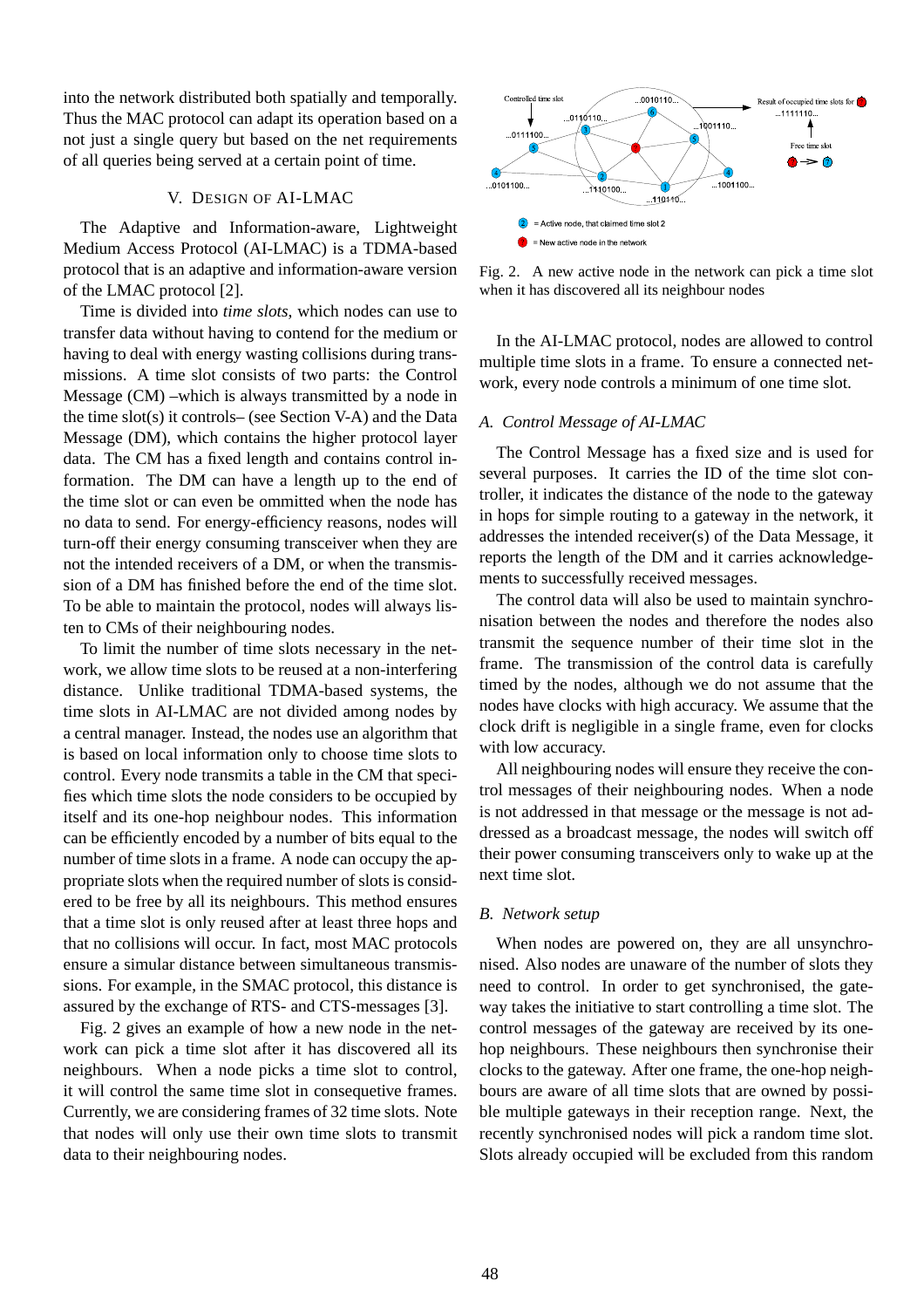into the network distributed both spatially and temporally. Thus the MAC protocol can adapt its operation based on a not just a single query but based on the net requirements of all queries being served at a certain point of time.

## V. Design of AI-LMAC

The Adaptive and Information-aware, Lightweight Medium Access Protocol (AI-LMAC) is a TDMA-based protocol that is an adaptive and information-aware version of the LMAC protocol [2].

Time is divided into *time slots*, which nodes can use to transfer data without having to contend for the medium or having to deal with energy wasting collisions during transmissions. A time slot consists of two parts: the Control Message (CM) –which is always transmitted by a node in the time slot(s) it controls– (see Section V-A) and the Data Message (DM), which contains the higher protocol layer data. The CM has a fixed length and contains control information. The DM can have a length up to the end of the time slot or can even be ommitted when the node has no data to send. For energy-efficiency reasons, nodes will turn-off their energy consuming transceiver when they are not the intended receivers of a DM, or when the transmission of a DM has finished before the end of the time slot. To be able to maintain the protocol, nodes will always listen to CMs of their neighbouring nodes.

To limit the number of time slots necessary in the network, we allow time slots to be reused at a non-interfering distance. Unlike traditional TDMA-based systems, the time slots in AI-LMAC are not divided among nodes by a central manager. Instead, the nodes use an algorithm that is based on local information only to choose time slots to control. Every node transmits a table in the CM that specifies which time slots the node considers to be occupied by itself and its one-hop neighbour nodes. This information can be efficiently encoded by a number of bits equal to the number of time slots in a frame. A node can occupy the appropriate slots when the required number of slots is considered to be free by all its neighbours. This method ensures that a time slot is only reused after at least three hops and that no collisions will occur. In fact, most MAC protocols ensure a simular distance between simultaneous transmissions. For example, in the SMAC protocol, this distance is assured by the exchange of RTS- and CTS-messages [3].

Fig. 2 gives an example of how a new node in the network can pick a time slot after it has discovered all its neighbours. When a node picks a time slot to control, it will control the same time slot in consequetive frames. Currently, we are considering frames of 32 time slots. Note that nodes will only use their own time slots to transmit data to their neighbouring nodes.

Controlled time slot
...0010110...
...0110110...
...0111100...
...1001110...
...0101100...
...1110100...
...110110...
...1001100...
Result of occupied time slots for
...1111110...
Free time slot
= Active node, that claimed time slot 2
= New active node in the network

Fig. 2. A new active node in the network can pick a time slot when it has discovered all its neighbour nodes

In the AI-LMAC protocol, nodes are allowed to control multiple time slots in a frame. To ensure a connected network, every node controls a minimum of one time slot.

### A. Control Message of AI-LMAC

The Control Message has a fixed size and is used for several purposes. It carries the ID of the time slot controller, it indicates the distance of the node to the gateway in hops for simple routing to a gateway in the network, it addresses the intended receiver(s) of the Data Message, it reports the length of the DM and it carries acknowledgements to successfully received messages.

The control data will also be used to maintain synchronisation between the nodes and therefore the nodes also transmit the sequence number of their time slot in the frame. The transmission of the control data is carefully timed by the nodes, although we do not assume that the nodes have clocks with high accuracy. We assume that the clock drift is negligible in a single frame, even for clocks with low accuracy.

All neighbouring nodes will ensure they receive the control messages of their neighbouring nodes. When a node is not addressed in that message or the message is not addressed as a broadcast message, the nodes will switch off their power consuming transceivers only to wake up at the next time slot.

### B. Network setup

When nodes are powered on, they are all unsynchronised. Also nodes are unaware of the number of slots they need to control. In order to get synchronised, the gateway takes the initiative to start controlling a time slot. The control messages of the gateway are received by its one-hop neighbours. These neighbours then synchronise their clocks to the gateway. After one frame, the one-hop neighbours are aware of all time slots that are owned by possible multiple gateways in their reception range. Next, the recently synchronised nodes will pick a random time slot. Slots already occupied will be excluded from this random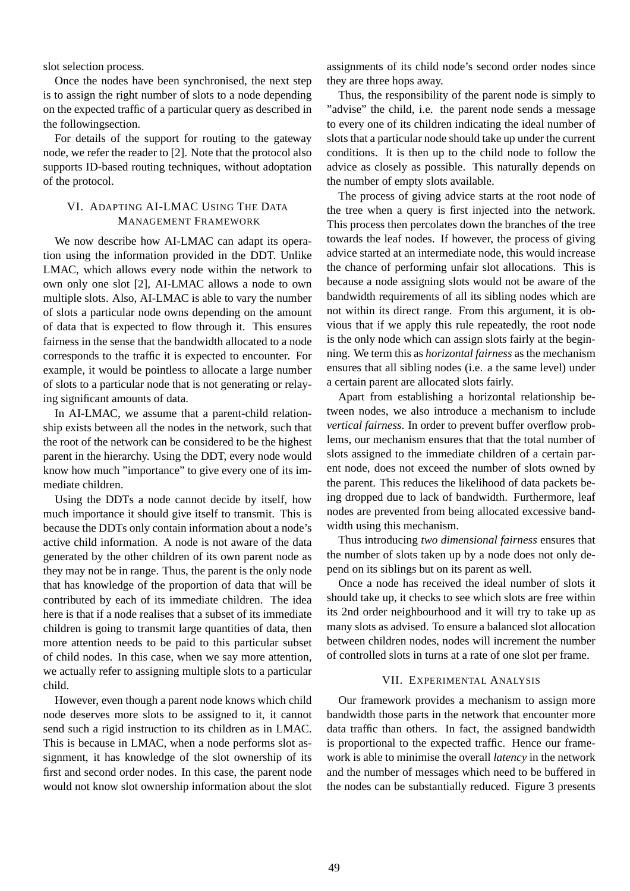slot selection process.

Once the nodes have been synchronised, the next step is to assign the right number of slots to a node depending on the expected traffic of a particular query as described in the followingsection.

For details of the support for routing to the gateway node, we refer the reader to [2]. Note that the protocol also supports ID-based routing techniques, without adoptation of the protocol.

## VI. Adapting AI-LMAC Using The Data Management Framework

We now describe how AI-LMAC can adapt its operation using the information provided in the DDT. Unlike LMAC, which allows every node within the network to own only one slot [2], AI-LMAC allows a node to own multiple slots. Also, AI-LMAC is able to vary the number of slots a particular node owns depending on the amount of data that is expected to flow through it. This ensures fairness in the sense that the bandwidth allocated to a node corresponds to the traffic it is expected to encounter. For example, it would be pointless to allocate a large number of slots to a particular node that is not generating or relaying significant amounts of data.

In AI-LMAC, we assume that a parent-child relationship exists between all the nodes in the network, such that the root of the network can be considered to be the highest parent in the hierarchy. Using the DDT, every node would know how much "importance" to give every one of its immediate children.

Using the DDTs a node cannot decide by itself, how much importance it should give itself to transmit. This is because the DDTs only contain information about a node's active child information. A node is not aware of the data generated by the other children of its own parent node as they may not be in range. Thus, the parent is the only node that has knowledge of the proportion of data that will be contributed by each of its immediate children. The idea here is that if a node realises that a subset of its immediate children is going to transmit large quantities of data, then more attention needs to be paid to this particular subset of child nodes. In this case, when we say more attention, we actually refer to assigning multiple slots to a particular child.

However, even though a parent node knows which child node deserves more slots to be assigned to it, it cannot send such a rigid instruction to its children as in LMAC. This is because in LMAC, when a node performs slot assignment, it has knowledge of the slot ownership of its first and second order nodes. In this case, the parent node would not know slot ownership information about the slot assignments of its child node's second order nodes since they are three hops away.

Thus, the responsibility of the parent node is simply to "advise" the child, i.e. the parent node sends a message to every one of its children indicating the ideal number of slots that a particular node should take up under the current conditions. It is then up to the child node to follow the advice as closely as possible. This naturally depends on the number of empty slots available.

The process of giving advice starts at the root node of the tree when a query is first injected into the network. This process then percolates down the branches of the tree towards the leaf nodes. If however, the process of giving advice started at an intermediate node, this would increase the chance of performing unfair slot allocations. This is because a node assigning slots would not be aware of the bandwidth requirements of all its sibling nodes which are not within its direct range. From this argument, it is obvious that if we apply this rule repeatedly, the root node is the only node which can assign slots fairly at the beginning. We term this as *horizontal fairness* as the mechanism ensures that all sibling nodes (i.e. a the same level) under a certain parent are allocated slots fairly.

Apart from establishing a horizontal relationship between nodes, we also introduce a mechanism to include *vertical fairness*. In order to prevent buffer overflow problems, our mechanism ensures that that the total number of slots assigned to the immediate children of a certain parent node, does not exceed the number of slots owned by the parent. This reduces the likelihood of data packets being dropped due to lack of bandwidth. Furthermore, leaf nodes are prevented from being allocated excessive bandwidth using this mechanism.

Thus introducing *two dimensional fairness* ensures that the number of slots taken up by a node does not only depend on its siblings but on its parent as well.

Once a node has received the ideal number of slots it should take up, it checks to see which slots are free within its 2nd order neighbourhood and it will try to take up as many slots as advised. To ensure a balanced slot allocation between children nodes, nodes will increment the number of controlled slots in turns at a rate of one slot per frame.

## VII. Experimental Analysis

Our framework provides a mechanism to assign more bandwidth those parts in the network that encounter more data traffic than others. In fact, the assigned bandwidth is proportional to the expected traffic. Hence our framework is able to minimise the overall *latency* in the network and the number of messages which need to be buffered in the nodes can be substantially reduced. Figure 3 presents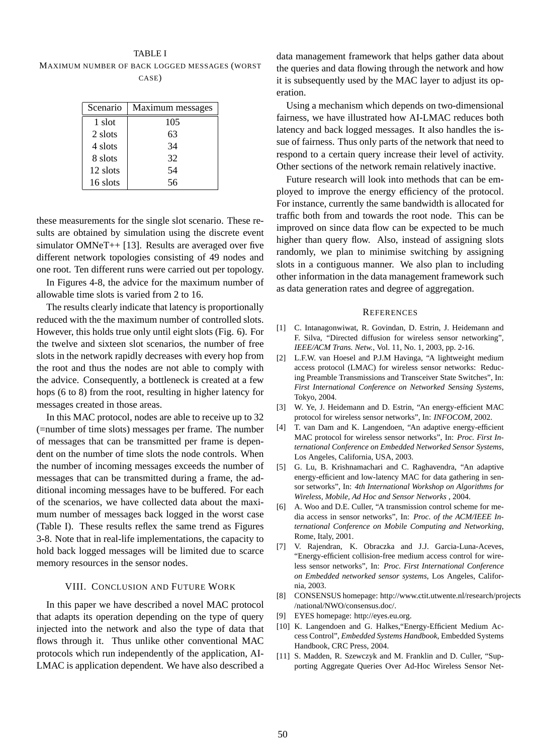TABLE I

MAXIMUM NUMBER OF BACK LOGGED MESSAGES (WORST CASE)

| Scenario | Maximum messages |
|---|---|
| 1 slot | 105 |
| 2 slots | 63 |
| 4 slots | 34 |
| 8 slots | 32 |
| 12 slots | 54 |
| 16 slots | 56 |

these measurements for the single slot scenario. These results are obtained by simulation using the discrete event simulator OMNeT++ [13]. Results are averaged over five different network topologies consisting of 49 nodes and one root. Ten different runs were carried out per topology.

In Figures 4-8, the advice for the maximum number of allowable time slots is varied from 2 to 16.

The results clearly indicate that latency is proportionally reduced with the the maximum number of controlled slots. However, this holds true only until eight slots (Fig. 6). For the twelve and sixteen slot scenarios, the number of free slots in the network rapidly decreases with every hop from the root and thus the nodes are not able to comply with the advice. Consequently, a bottleneck is created at a few hops (6 to 8) from the root, resulting in higher latency for messages created in those areas.

In this MAC protocol, nodes are able to receive up to 32 (=number of time slots) messages per frame. The number of messages that can be transmitted per frame is dependent on the number of time slots the node controls. When the number of incoming messages exceeds the number of messages that can be transmitted during a frame, the additional incoming messages have to be buffered. For each of the scenarios, we have collected data about the maximum number of messages back logged in the worst case (Table I). These results reflex the same trend as Figures 3-8. Note that in real-life implementations, the capacity to hold back logged messages will be limited due to scarce memory resources in the sensor nodes.

## VIII. CONCLUSION AND FUTURE WORK

In this paper we have described a novel MAC protocol that adapts its operation depending on the type of query injected into the network and also the type of data that flows through it. Thus unlike other conventional MAC protocols which run independently of the application, AI-LMAC is application dependent. We have also described a data management framework that helps gather data about the queries and data flowing through the network and how it is subsequently used by the MAC layer to adjust its operation.

Using a mechanism which depends on two-dimensional fairness, we have illustrated how AI-LMAC reduces both latency and back logged messages. It also handles the issue of fairness. Thus only parts of the network that need to respond to a certain query increase their level of activity. Other sections of the network remain relatively inactive.

Future research will look into methods that can be employed to improve the energy efficiency of the protocol. For instance, currently the same bandwidth is allocated for traffic both from and towards the root node. This can be improved on since data flow can be expected to be much higher than query flow. Also, instead of assigning slots randomly, we plan to minimise switching by assigning slots in a contiguous manner. We also plan to including other information in the data management framework such as data generation rates and degree of aggregation.

## REFERENCES

[1] C. Intanagonwiwat, R. Govindan, D. Estrin, J. Heidemann and F. Silva, "Directed diffusion for wireless sensor networking", *IEEE/ACM Trans. Netw.*, Vol. 11, No. 1, 2003, pp. 2-16.

[2] L.F.W. van Hoesel and P.J.M Havinga, "A lightweight medium access protocol (LMAC) for wireless sensor networks: Reducing Preamble Transmissions and Transceiver State Switches", In: *First International Conference on Networked Sensing Systems*, Tokyo, 2004.

[3] W. Ye, J. Heidemann and D. Estrin, "An energy-efficient MAC protocol for wireless sensor networks", In: *INFOCOM*, 2002.

[4] T. van Dam and K. Langendoen, "An adaptive energy-efficient MAC protocol for wireless sensor networks", In: *Proc. First International Conference on Embedded Networked Sensor Systems*, Los Angeles, California, USA, 2003.

[5] G. Lu, B. Krishnamachari and C. Raghavendra, "An adaptive energy-efficient and low-latency MAC for data gathering in sensor setworks", In: *4th International Workshop on Algorithms for Wireless, Mobile, Ad Hoc and Sensor Networks* , 2004.

[6] A. Woo and D.E. Culler, "A transmission control scheme for media access in sensor networks", In: *Proc. of the ACM/IEEE International Conference on Mobile Computing and Networking*, Rome, Italy, 2001.

[7] V. Rajendran, K. Obraczka and J.J. Garcia-Luna-Aceves, "Energy-efficient collision-free medium access control for wireless sensor networks", In: *Proc. First International Conference on Embedded networked sensor systems*, Los Angeles, California, 2003.

[8] CONSENSUS homepage: http://www.ctit.utwente.nl/research/projects /national/NWO/consensus.doc/.

[9] EYES homepage: http://eyes.eu.org.

[10] K. Langendoen and G. Halkes,"Energy-Efficient Medium Access Control", *Embedded Systems Handbook*, Embedded Systems Handbook, CRC Press, 2004.

[11] S. Madden, R. Szewczyk and M. Franklin and D. Culler, "Supporting Aggregate Queries Over Ad-Hoc Wireless Sensor Net-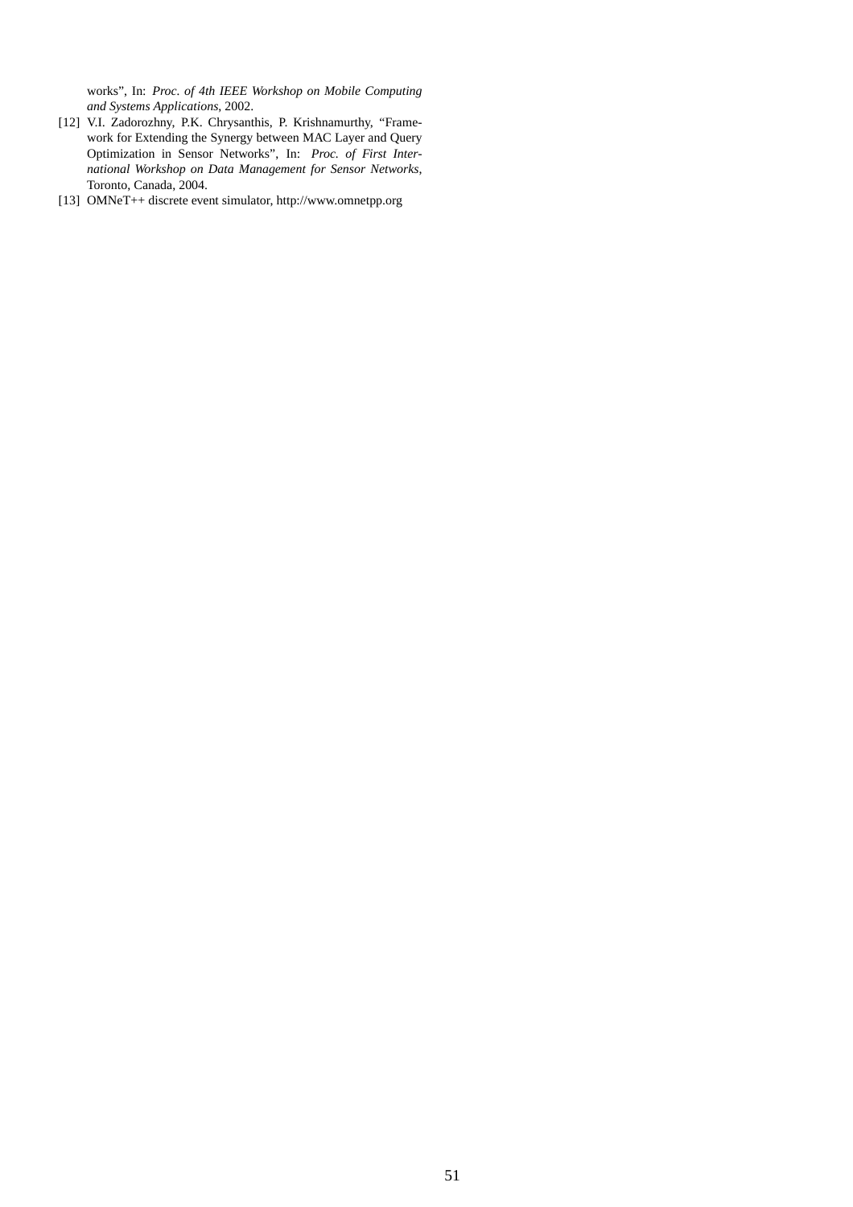works", In: *Proc. of 4th IEEE Workshop on Mobile Computing and Systems Applications*, 2002.

[12] V.I. Zadorozhny, P.K. Chrysanthis, P. Krishnamurthy, "Framework for Extending the Synergy between MAC Layer and Query Optimization in Sensor Networks", In: *Proc. of First International Workshop on Data Management for Sensor Networks*, Toronto, Canada, 2004.

[13] OMNeT++ discrete event simulator, http://www.omnetpp.org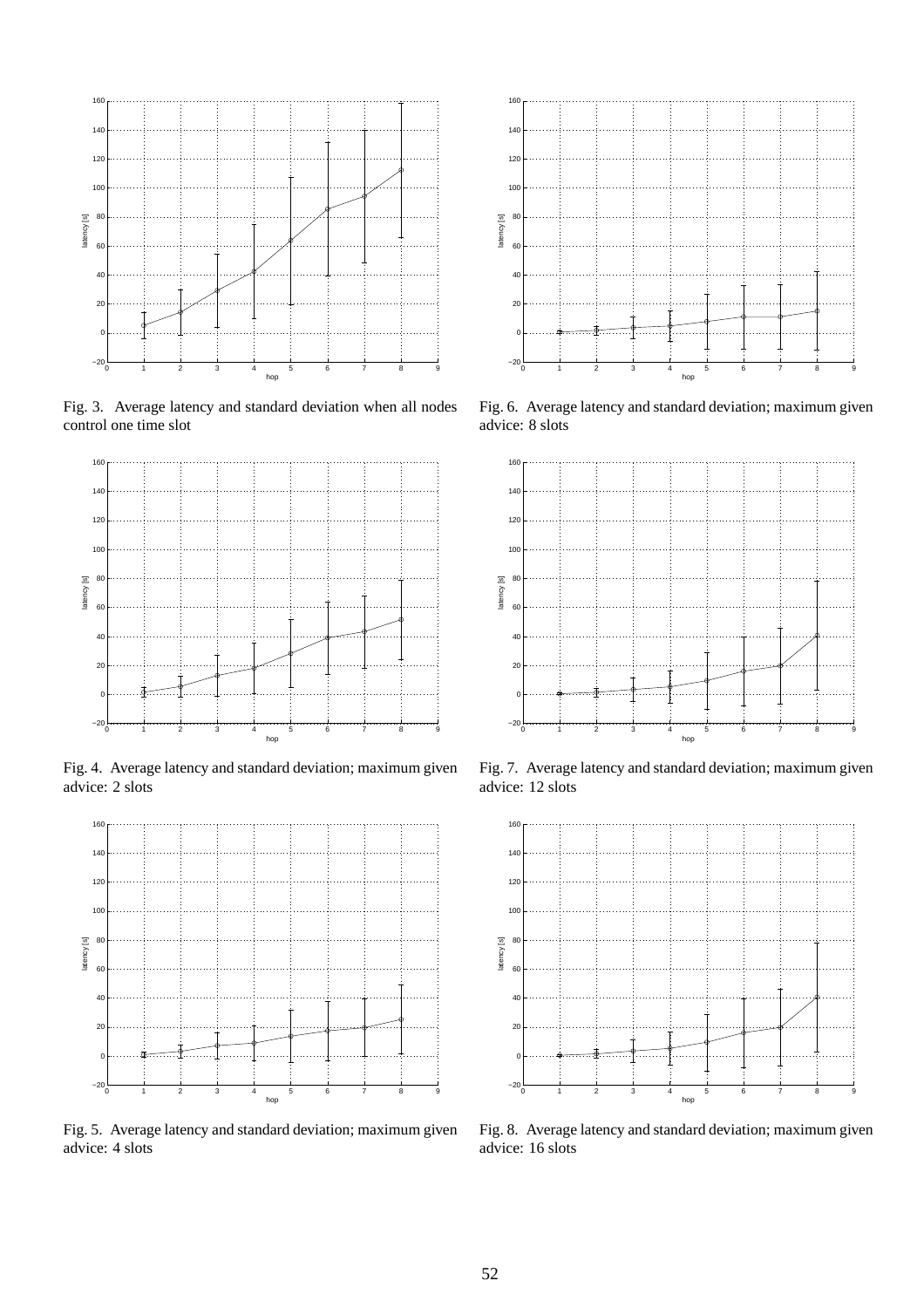latency [s]
160
140
120
100
80
60
40
20
0
−20
0 1 2 3 4 5 6 7 8 9
hop

Fig. 3. Average latency and standard deviation when all nodes control one time slot

latency [s]
160
140
120
100
80
60
40
20
0
−20
0 1 2 3 4 5 6 7 8 9
hop

Fig. 4. Average latency and standard deviation; maximum given advice: 2 slots

latency [s]
160
140
120
100
80
60
40
20
0
−20
0 1 2 3 4 5 6 7 8 9
hop

Fig. 5. Average latency and standard deviation; maximum given advice: 4 slots

latency [s]
160
140
120
100
80
60
40
20
0
−20
0 1 2 3 4 5 6 7 8 9
hop

Fig. 6. Average latency and standard deviation; maximum given advice: 8 slots

latency [s]
160
140
120
100
80
60
40
20
0
−20
0 1 2 3 4 5 6 7 8 9
hop

Fig. 7. Average latency and standard deviation; maximum given advice: 12 slots

latency [s]
160
140
120
100
80
60
40
20
0
−20
0 1 2 3 4 5 6 7 8 9
hop

Fig. 8. Average latency and standard deviation; maximum given advice: 16 slots